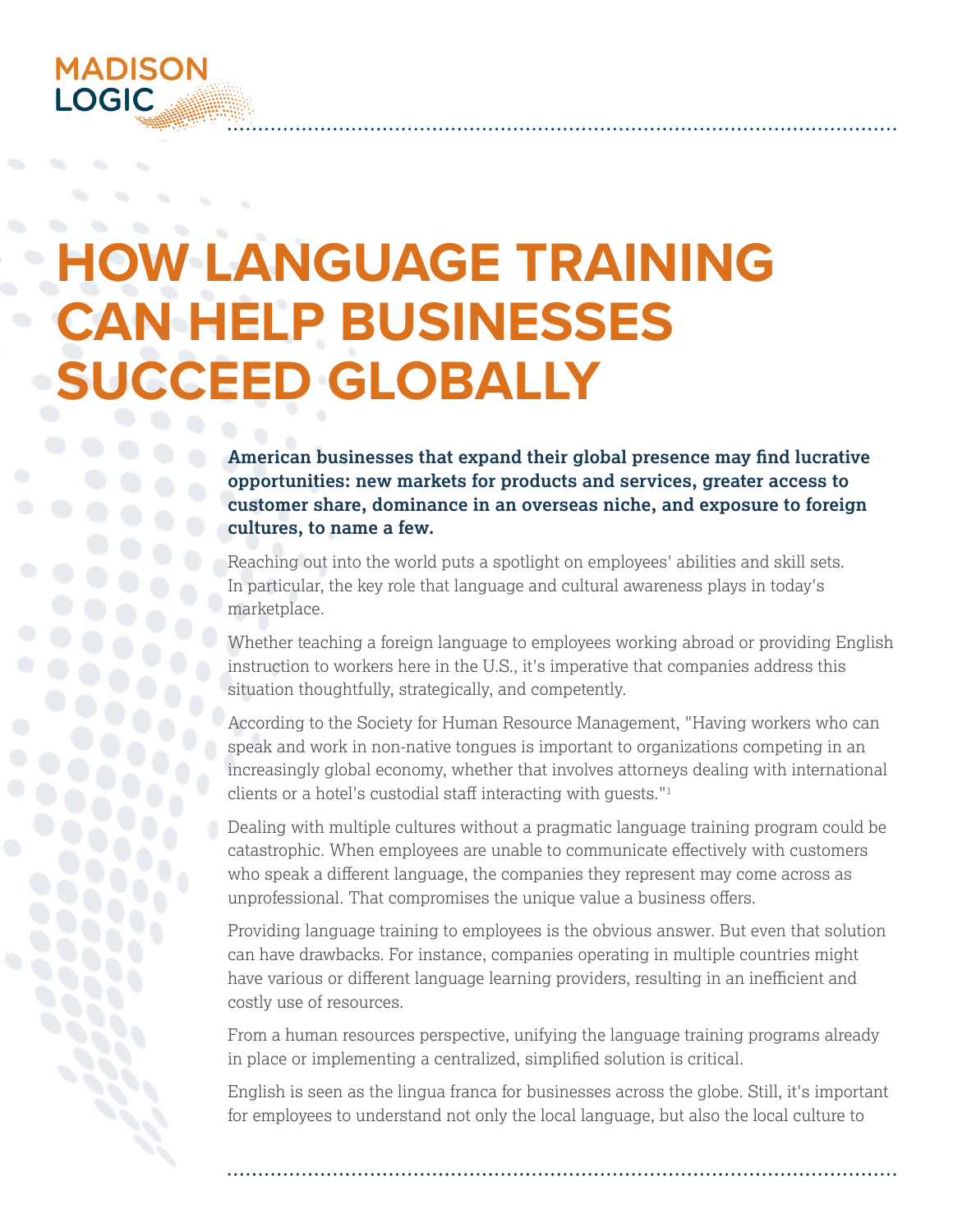# HOW LANGUAGE TRAINING CAN HELP BUSINESSES SUCCEED GLOBALLY

**American businesses that expand their global presence may find lucrative opportunities: new markets for products and services, greater access to customer share, dominance in an overseas niche, and exposure to foreign cultures, to name a few.**

Reaching out into the world puts a spotlight on employees' abilities and skill sets. In particular, the key role that language and cultural awareness plays in today's marketplace.

Whether teaching a foreign language to employees working abroad or providing English instruction to workers here in the U.S., it's imperative that companies address this situation thoughtfully, strategically, and competently.

According to the Society for Human Resource Management, "Having workers who can speak and work in non-native tongues is important to organizations competing in an increasingly global economy, whether that involves attorneys dealing with international clients or a hotel's custodial staff interacting with guests."[1]

Dealing with multiple cultures without a pragmatic language training program could be catastrophic. When employees are unable to communicate effectively with customers who speak a different language, the companies they represent may come across as unprofessional. That compromises the unique value a business offers.

Providing language training to employees is the obvious answer. But even that solution can have drawbacks. For instance, companies operating in multiple countries might have various or different language learning providers, resulting in an inefficient and costly use of resources.

From a human resources perspective, unifying the language training programs already in place or implementing a centralized, simplified solution is critical.

English is seen as the lingua franca for businesses across the globe. Still, it's important for employees to understand not only the local language, but also the local culture to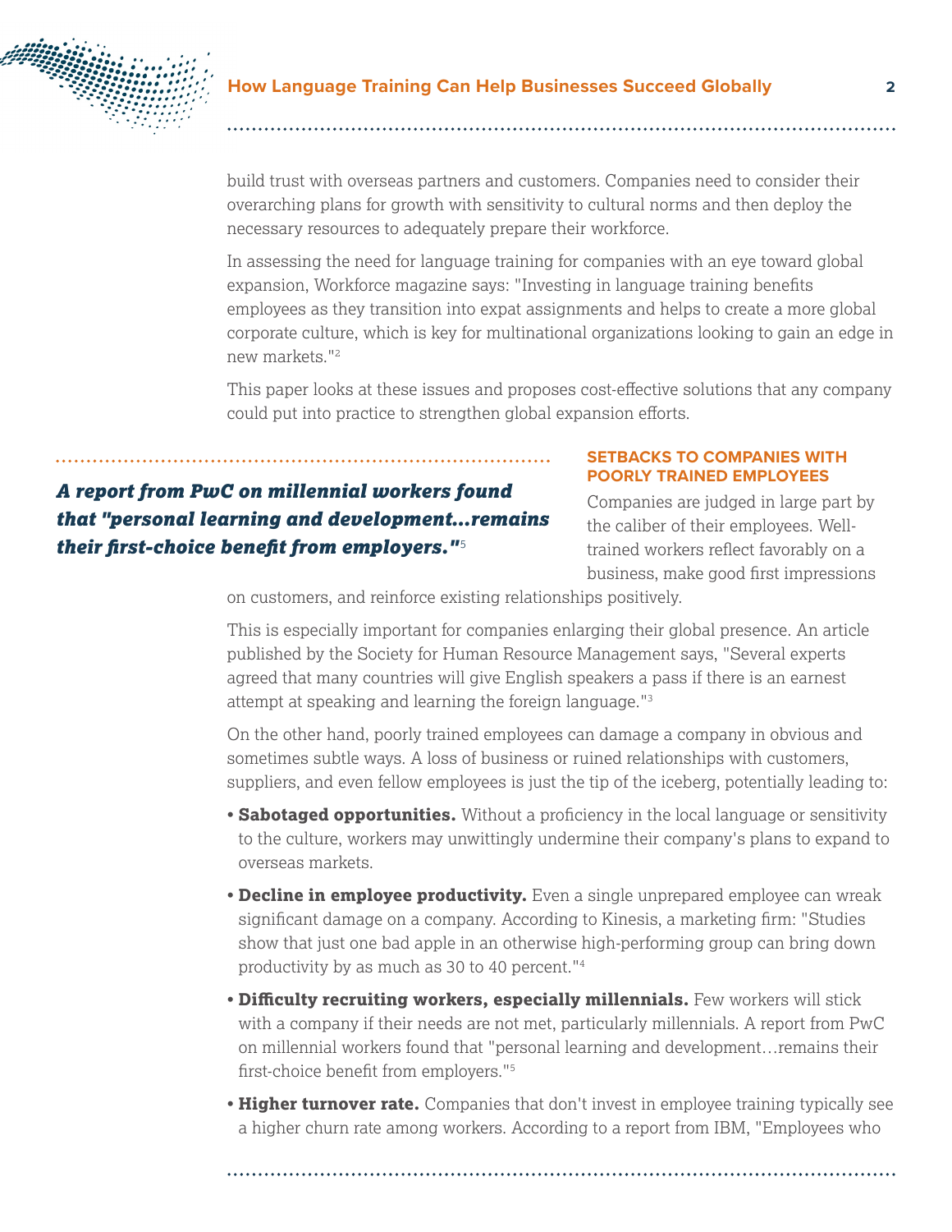build trust with overseas partners and customers. Companies need to consider their overarching plans for growth with sensitivity to cultural norms and then deploy the necessary resources to adequately prepare their workforce.

In assessing the need for language training for companies with an eye toward global expansion, Workforce magazine says: "Investing in language training benefits employees as they transition into expat assignments and helps to create a more global corporate culture, which is key for multinational organizations looking to gain an edge in new markets."[2]

This paper looks at these issues and proposes cost-effective solutions that any company could put into practice to strengthen global expansion efforts.

***A report from PwC on millennial workers found that "personal learning and development…remains their first-choice benefit from employers."***[5]

## SETBACKS TO COMPANIES WITH POORLY TRAINED EMPLOYEES

Companies are judged in large part by the caliber of their employees. Well-trained workers reflect favorably on a business, make good first impressions on customers, and reinforce existing relationships positively.

This is especially important for companies enlarging their global presence. An article published by the Society for Human Resource Management says, "Several experts agreed that many countries will give English speakers a pass if there is an earnest attempt at speaking and learning the foreign language."[3]

On the other hand, poorly trained employees can damage a company in obvious and sometimes subtle ways. A loss of business or ruined relationships with customers, suppliers, and even fellow employees is just the tip of the iceberg, potentially leading to:

- **Sabotaged opportunities.** Without a proficiency in the local language or sensitivity to the culture, workers may unwittingly undermine their company's plans to expand to overseas markets.
- **Decline in employee productivity.** Even a single unprepared employee can wreak significant damage on a company. According to Kinesis, a marketing firm: "Studies show that just one bad apple in an otherwise high-performing group can bring down productivity by as much as 30 to 40 percent."[4]
- **Difficulty recruiting workers, especially millennials.** Few workers will stick with a company if their needs are not met, particularly millennials. A report from PwC on millennial workers found that "personal learning and development…remains their first-choice benefit from employers."[5]
- **Higher turnover rate.** Companies that don't invest in employee training typically see a higher churn rate among workers. According to a report from IBM, "Employees who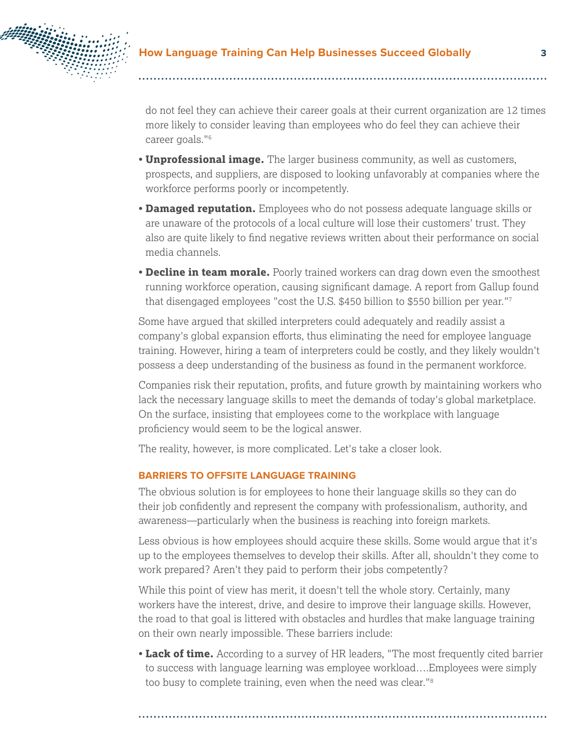do not feel they can achieve their career goals at their current organization are 12 times more likely to consider leaving than employees who do feel they can achieve their career goals."[6]

- **Unprofessional image.** The larger business community, as well as customers, prospects, and suppliers, are disposed to looking unfavorably at companies where the workforce performs poorly or incompetently.
- **Damaged reputation.** Employees who do not possess adequate language skills or are unaware of the protocols of a local culture will lose their customers' trust. They also are quite likely to find negative reviews written about their performance on social media channels.
- **Decline in team morale.** Poorly trained workers can drag down even the smoothest running workforce operation, causing significant damage. A report from Gallup found that disengaged employees "cost the U.S. $450 billion to $550 billion per year."[7]

Some have argued that skilled interpreters could adequately and readily assist a company's global expansion efforts, thus eliminating the need for employee language training. However, hiring a team of interpreters could be costly, and they likely wouldn't possess a deep understanding of the business as found in the permanent workforce.

Companies risk their reputation, profits, and future growth by maintaining workers who lack the necessary language skills to meet the demands of today's global marketplace. On the surface, insisting that employees come to the workplace with language proficiency would seem to be the logical answer.

The reality, however, is more complicated. Let's take a closer look.

## BARRIERS TO OFFSITE LANGUAGE TRAINING

The obvious solution is for employees to hone their language skills so they can do their job confidently and represent the company with professionalism, authority, and awareness—particularly when the business is reaching into foreign markets.

Less obvious is how employees should acquire these skills. Some would argue that it's up to the employees themselves to develop their skills. After all, shouldn't they come to work prepared? Aren't they paid to perform their jobs competently?

While this point of view has merit, it doesn't tell the whole story. Certainly, many workers have the interest, drive, and desire to improve their language skills. However, the road to that goal is littered with obstacles and hurdles that make language training on their own nearly impossible. These barriers include:

- **Lack of time.** According to a survey of HR leaders, "The most frequently cited barrier to success with language learning was employee workload….Employees were simply too busy to complete training, even when the need was clear."[8]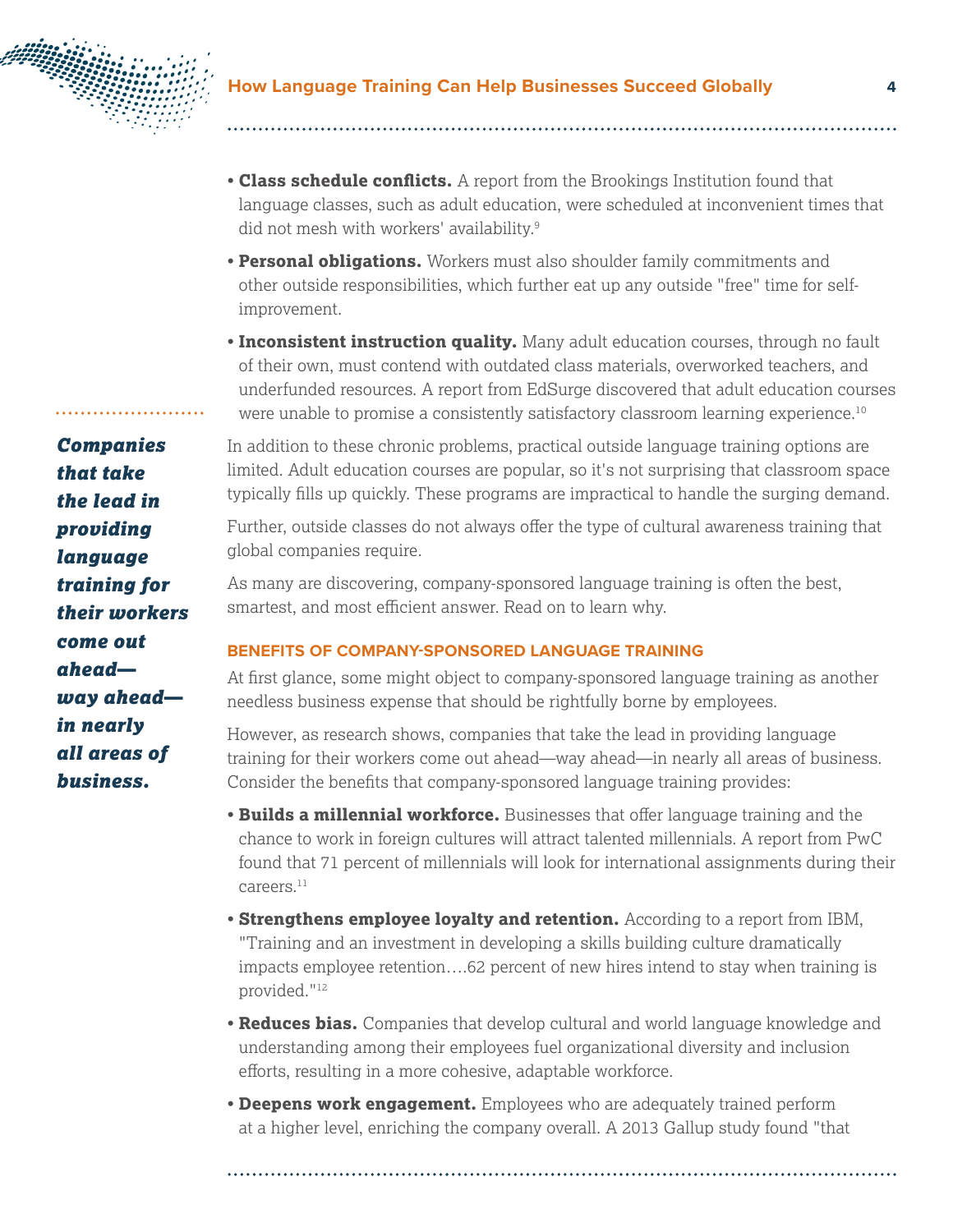- **Class schedule conflicts.** A report from the Brookings Institution found that language classes, such as adult education, were scheduled at inconvenient times that did not mesh with workers' availability.[9]
- **Personal obligations.** Workers must also shoulder family commitments and other outside responsibilities, which further eat up any outside "free" time for self-improvement.
- **Inconsistent instruction quality.** Many adult education courses, through no fault of their own, must contend with outdated class materials, overworked teachers, and underfunded resources. A report from EdSurge discovered that adult education courses were unable to promise a consistently satisfactory classroom learning experience.[10]

*Companies that take the lead in providing language training for their workers come out ahead—way ahead—in nearly all areas of business.*

In addition to these chronic problems, practical outside language training options are limited. Adult education courses are popular, so it's not surprising that classroom space typically fills up quickly. These programs are impractical to handle the surging demand.

Further, outside classes do not always offer the type of cultural awareness training that global companies require.

As many are discovering, company-sponsored language training is often the best, smartest, and most efficient answer. Read on to learn why.

## BENEFITS OF COMPANY-SPONSORED LANGUAGE TRAINING

At first glance, some might object to company-sponsored language training as another needless business expense that should be rightfully borne by employees.

However, as research shows, companies that take the lead in providing language training for their workers come out ahead—way ahead—in nearly all areas of business. Consider the benefits that company-sponsored language training provides:

- **Builds a millennial workforce.** Businesses that offer language training and the chance to work in foreign cultures will attract talented millennials. A report from PwC found that 71 percent of millennials will look for international assignments during their careers.[11]
- **Strengthens employee loyalty and retention.** According to a report from IBM, "Training and an investment in developing a skills building culture dramatically impacts employee retention….62 percent of new hires intend to stay when training is provided."[12]
- **Reduces bias.** Companies that develop cultural and world language knowledge and understanding among their employees fuel organizational diversity and inclusion efforts, resulting in a more cohesive, adaptable workforce.
- **Deepens work engagement.** Employees who are adequately trained perform at a higher level, enriching the company overall. A 2013 Gallup study found "that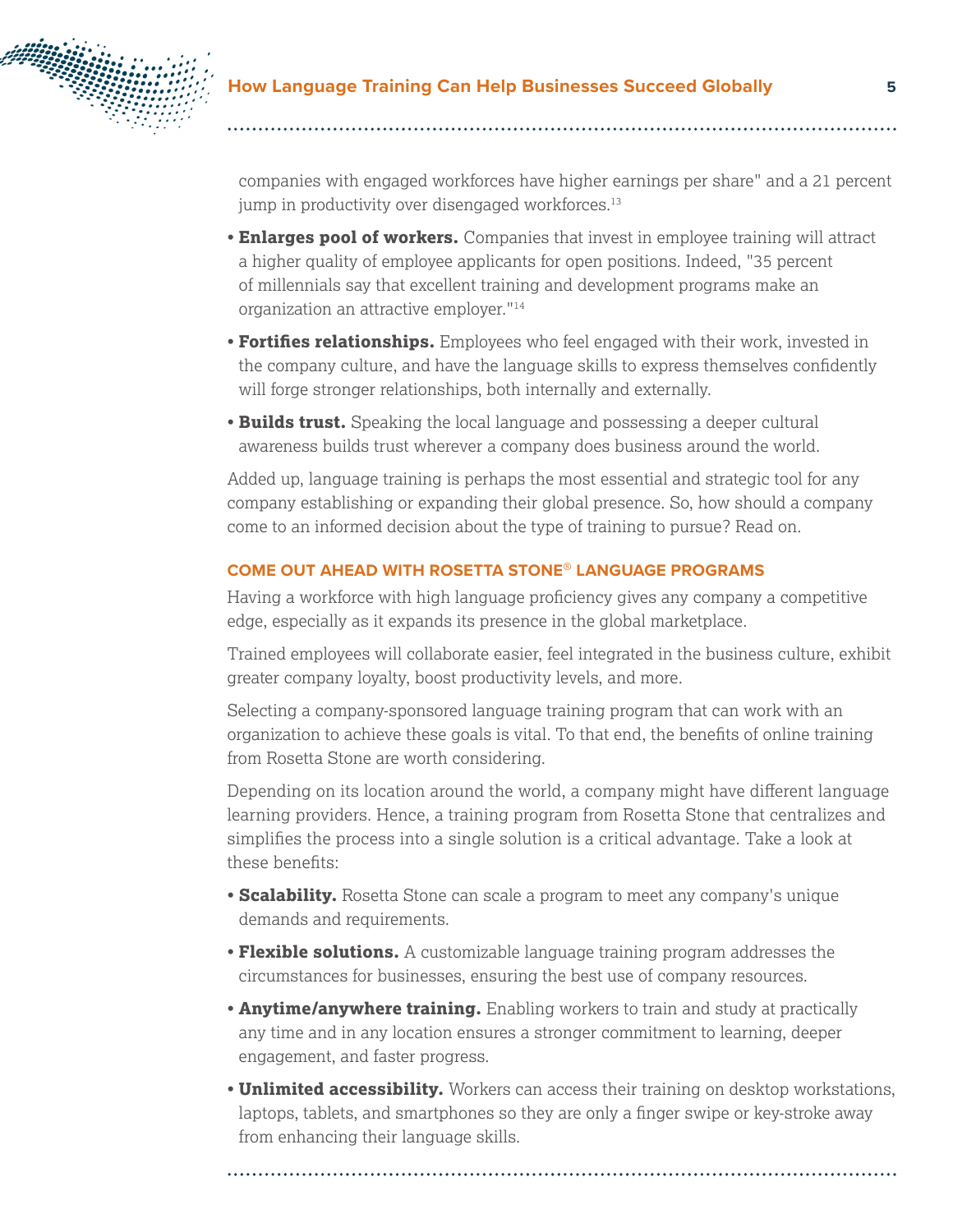companies with engaged workforces have higher earnings per share" and a 21 percent jump in productivity over disengaged workforces.[13]

- **Enlarges pool of workers.** Companies that invest in employee training will attract a higher quality of employee applicants for open positions. Indeed, "35 percent of millennials say that excellent training and development programs make an organization an attractive employer."[14]
- **Fortifies relationships.** Employees who feel engaged with their work, invested in the company culture, and have the language skills to express themselves confidently will forge stronger relationships, both internally and externally.
- **Builds trust.** Speaking the local language and possessing a deeper cultural awareness builds trust wherever a company does business around the world.

Added up, language training is perhaps the most essential and strategic tool for any company establishing or expanding their global presence. So, how should a company come to an informed decision about the type of training to pursue? Read on.

## COME OUT AHEAD WITH ROSETTA STONE® LANGUAGE PROGRAMS

Having a workforce with high language proficiency gives any company a competitive edge, especially as it expands its presence in the global marketplace.

Trained employees will collaborate easier, feel integrated in the business culture, exhibit greater company loyalty, boost productivity levels, and more.

Selecting a company-sponsored language training program that can work with an organization to achieve these goals is vital. To that end, the benefits of online training from Rosetta Stone are worth considering.

Depending on its location around the world, a company might have different language learning providers. Hence, a training program from Rosetta Stone that centralizes and simplifies the process into a single solution is a critical advantage. Take a look at these benefits:

- **Scalability.** Rosetta Stone can scale a program to meet any company's unique demands and requirements.
- **Flexible solutions.** A customizable language training program addresses the circumstances for businesses, ensuring the best use of company resources.
- **Anytime/anywhere training.** Enabling workers to train and study at practically any time and in any location ensures a stronger commitment to learning, deeper engagement, and faster progress.
- **Unlimited accessibility.** Workers can access their training on desktop workstations, laptops, tablets, and smartphones so they are only a finger swipe or key-stroke away from enhancing their language skills.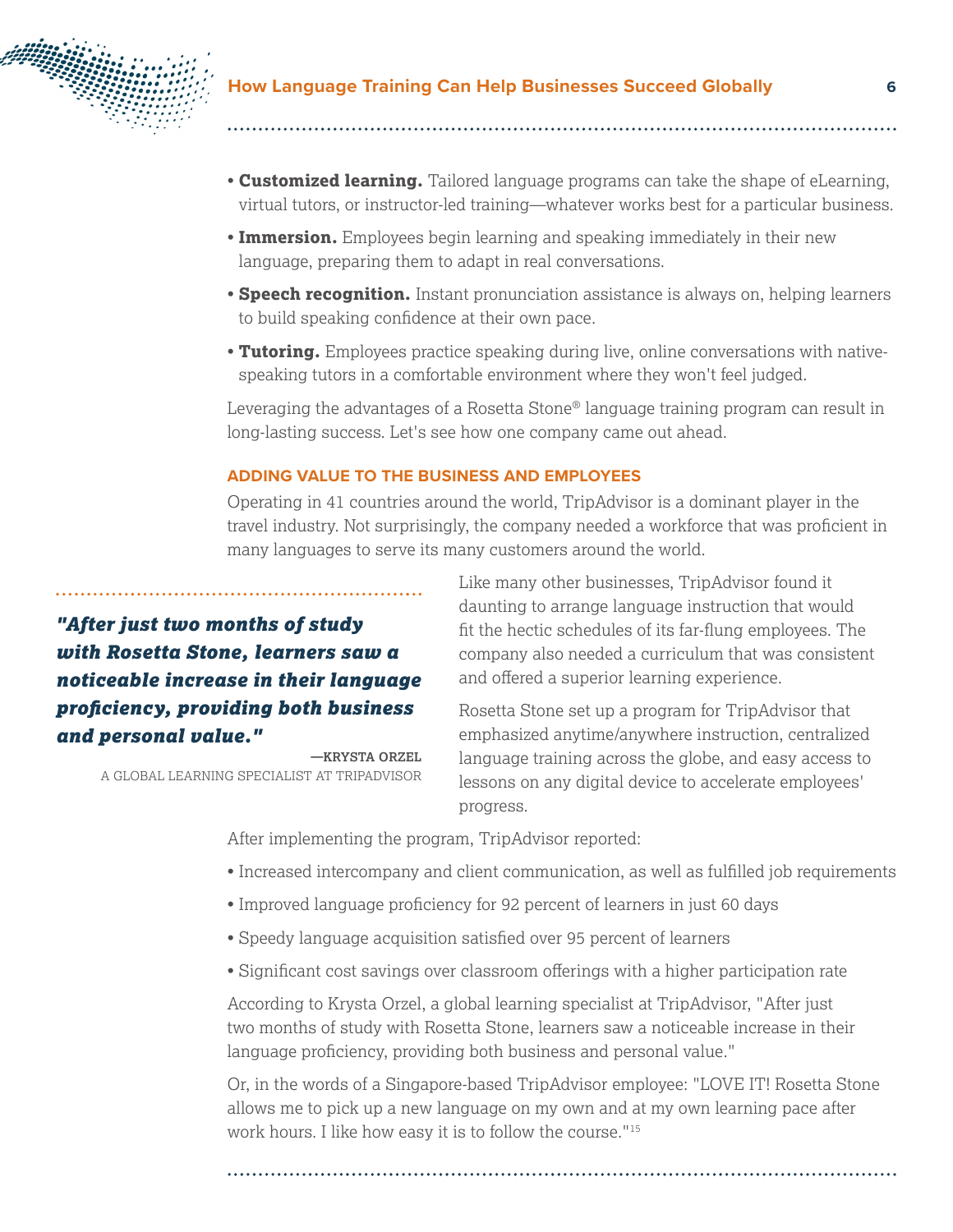- **Customized learning.** Tailored language programs can take the shape of eLearning, virtual tutors, or instructor-led training—whatever works best for a particular business.
- **Immersion.** Employees begin learning and speaking immediately in their new language, preparing them to adapt in real conversations.
- **Speech recognition.** Instant pronunciation assistance is always on, helping learners to build speaking confidence at their own pace.
- **Tutoring.** Employees practice speaking during live, online conversations with native-speaking tutors in a comfortable environment where they won't feel judged.

Leveraging the advantages of a Rosetta Stone® language training program can result in long-lasting success. Let's see how one company came out ahead.

### ADDING VALUE TO THE BUSINESS AND EMPLOYEES

Operating in 41 countries around the world, TripAdvisor is a dominant player in the travel industry. Not surprisingly, the company needed a workforce that was proficient in many languages to serve its many customers around the world.

> ***"After just two months of study with Rosetta Stone, learners saw a noticeable increase in their language proficiency, providing both business and personal value."***
>
> —KRYSTA ORZEL
> A GLOBAL LEARNING SPECIALIST AT TRIPADVISOR

Like many other businesses, TripAdvisor found it daunting to arrange language instruction that would fit the hectic schedules of its far-flung employees. The company also needed a curriculum that was consistent and offered a superior learning experience.

Rosetta Stone set up a program for TripAdvisor that emphasized anytime/anywhere instruction, centralized language training across the globe, and easy access to lessons on any digital device to accelerate employees' progress.

After implementing the program, TripAdvisor reported:

- Increased intercompany and client communication, as well as fulfilled job requirements
- Improved language proficiency for 92 percent of learners in just 60 days
- Speedy language acquisition satisfied over 95 percent of learners
- Significant cost savings over classroom offerings with a higher participation rate

According to Krysta Orzel, a global learning specialist at TripAdvisor, "After just two months of study with Rosetta Stone, learners saw a noticeable increase in their language proficiency, providing both business and personal value."

Or, in the words of a Singapore-based TripAdvisor employee: "LOVE IT! Rosetta Stone allows me to pick up a new language on my own and at my own learning pace after work hours. I like how easy it is to follow the course."[15]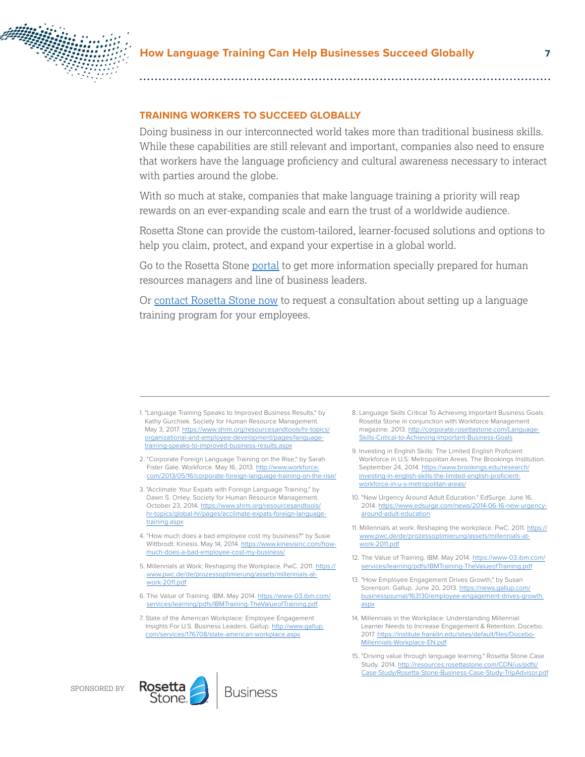## TRAINING WORKERS TO SUCCEED GLOBALLY

Doing business in our interconnected world takes more than traditional business skills. While these capabilities are still relevant and important, companies also need to ensure that workers have the language proficiency and cultural awareness necessary to interact with parties around the globe.

With so much at stake, companies that make language training a priority will reap rewards on an ever-expanding scale and earn the trust of a worldwide audience.

Rosetta Stone can provide the custom-tailored, learner-focused solutions and options to help you claim, protect, and expand your expertise in a global world.

Go to the Rosetta Stone portal to get more information specially prepared for human resources managers and line of business leaders.

Or contact Rosetta Stone now to request a consultation about setting up a language training program for your employees.

---

1. "Language Training Speaks to Improved Business Results," by Kathy Gurchiek. Society for Human Resource Management. May 3, 2017. https://www.shrm.org/resourcesandtools/hr-topics/organizational-and-employee-development/pages/language-training-speaks-to-improved-business-results.aspx
2. "Corporate Foreign Language Training on the Rise," by Sarah Fister Gale. Workforce. May 16, 2013. http://www.workforce.com/2013/05/16/corporate-foreign-language-training-on-the-rise/
3. "Acclimate Your Expats with Foreign Language Training," by Dawn S. Onley. Society for Human Resource Management. October 23, 2014. https://www.shrm.org/resourcesandtools/hr-topics/global-hr/pages/acclimate-expats-foreign-language-training.aspx
4. "How much does a bad employee cost my business?" by Susie Wittbrodt. Kinesis. May 14, 2014. https://www.kinesisinc.com/how-much-does-a-bad-employee-cost-my-business/
5. Millennials at Work: Reshaping the Workplace. PwC. 2011. https://www.pwc.de/de/prozessoptimierung/assets/millennials-at-work-2011.pdf
6. The Value of Training. IBM. May 2014. https://www-03.ibm.com/services/learning/pdfs/IBMTraining-TheValueofTraining.pdf
7. State of the American Workplace: Employee Engagement Insights For U.S. Business Leaders. Gallup. http://www.gallup.com/services/176708/state-american-workplace.aspx
8. Language Skills Critical To Achieving Important Business Goals. Rosetta Stone in conjunction with Workforce Management magazine. 2013. http://corporate.rosettastone.com/Language-Skills-Critical-to-Achieving-Important-Business-Goals
9. Investing in English Skills: The Limited English Proficient Workforce in U.S. Metropolitan Areas. The Brookings Institution. September 24, 2014. https://www.brookings.edu/research/investing-in-english-skills-the-limited-english-proficient-workforce-in-u-s-metropolitan-areas/
10. "New Urgency Around Adult Education." EdSurge. June 16, 2014. https://www.edsurge.com/news/2014-06-16-new-urgency-around-adult-education
11. Millennials at work: Reshaping the workplace. PwC. 2011. https://www.pwc.de/de/prozessoptimierung/assets/millennials-at-work-2011.pdf
12. The Value of Training. IBM. May 2014. https://www-03.ibm.com/services/learning/pdfs/IBMTraining-TheValueofTraining.pdf
13. "How Employee Engagement Drives Growth," by Susan Sorenson. Gallup. June 20, 2013. https://news.gallup.com/businessjournal/163130/employee-engagement-drives-growth.aspx
14. Millennials in the Workplace: Understanding Millennial Learner Needs to Increase Engagement & Retention. Docebo. 2017. https://institute.franklin.edu/sites/default/files/Docebo-Millennials-Workplace-EN.pdf
15. "Driving value through language learning." Rosetta Stone Case Study. 2014. http://resources.rosettastone.com/CDN/us/pdfs/Case-Study/Rosetta-Stone-Business-Case-Study-TripAdvisor.pdf

SPONSORED BY Rosetta Stone | Business